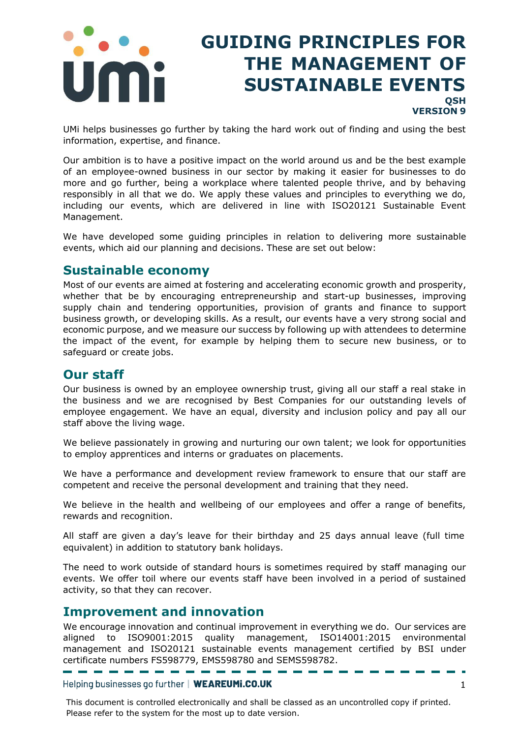# GUIDING PRINCIPLES FOR THE MANAGEMENT OF SUSTAINABLE EVENTS

**QSH**
**VERSION 9**

UMi helps businesses go further by taking the hard work out of finding and using the best information, expertise, and finance.

Our ambition is to have a positive impact on the world around us and be the best example of an employee-owned business in our sector by making it easier for businesses to do more and go further, being a workplace where talented people thrive, and by behaving responsibly in all that we do. We apply these values and principles to everything we do, including our events, which are delivered in line with ISO20121 Sustainable Event Management.

We have developed some guiding principles in relation to delivering more sustainable events, which aid our planning and decisions. These are set out below:

## Sustainable economy

Most of our events are aimed at fostering and accelerating economic growth and prosperity, whether that be by encouraging entrepreneurship and start-up businesses, improving supply chain and tendering opportunities, provision of grants and finance to support business growth, or developing skills. As a result, our events have a very strong social and economic purpose, and we measure our success by following up with attendees to determine the impact of the event, for example by helping them to secure new business, or to safeguard or create jobs.

## Our staff

Our business is owned by an employee ownership trust, giving all our staff a real stake in the business and we are recognised by Best Companies for our outstanding levels of employee engagement. We have an equal, diversity and inclusion policy and pay all our staff above the living wage.

We believe passionately in growing and nurturing our own talent; we look for opportunities to employ apprentices and interns or graduates on placements.

We have a performance and development review framework to ensure that our staff are competent and receive the personal development and training that they need.

We believe in the health and wellbeing of our employees and offer a range of benefits, rewards and recognition.

All staff are given a day's leave for their birthday and 25 days annual leave (full time equivalent) in addition to statutory bank holidays.

The need to work outside of standard hours is sometimes required by staff managing our events. We offer toil where our events staff have been involved in a period of sustained activity, so that they can recover.

## Improvement and innovation

We encourage innovation and continual improvement in everything we do. Our services are aligned to ISO9001:2015 quality management, ISO14001:2015 environmental management and ISO20121 sustainable events management certified by BSI under certificate numbers FS598779, EMS598780 and SEMS598782.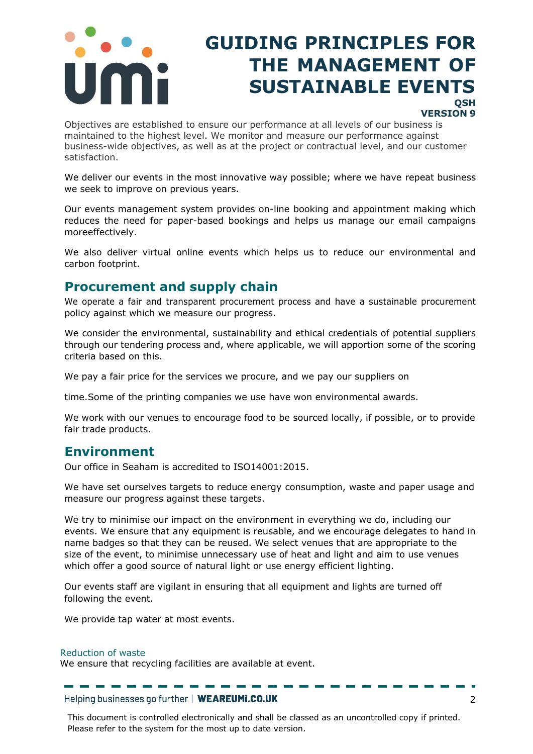Objectives are established to ensure our performance at all levels of our business is maintained to the highest level. We monitor and measure our performance against business-wide objectives, as well as at the project or contractual level, and our customer satisfaction.

We deliver our events in the most innovative way possible; where we have repeat business we seek to improve on previous years.

Our events management system provides on-line booking and appointment making which reduces the need for paper-based bookings and helps us manage our email campaigns moreeffectively.

We also deliver virtual online events which helps us to reduce our environmental and carbon footprint.

## Procurement and supply chain

We operate a fair and transparent procurement process and have a sustainable procurement policy against which we measure our progress.

We consider the environmental, sustainability and ethical credentials of potential suppliers through our tendering process and, where applicable, we will apportion some of the scoring criteria based on this.

We pay a fair price for the services we procure, and we pay our suppliers on

time.Some of the printing companies we use have won environmental awards.

We work with our venues to encourage food to be sourced locally, if possible, or to provide fair trade products.

## Environment

Our office in Seaham is accredited to ISO14001:2015.

We have set ourselves targets to reduce energy consumption, waste and paper usage and measure our progress against these targets.

We try to minimise our impact on the environment in everything we do, including our events. We ensure that any equipment is reusable, and we encourage delegates to hand in name badges so that they can be reused. We select venues that are appropriate to the size of the event, to minimise unnecessary use of heat and light and aim to use venues which offer a good source of natural light or use energy efficient lighting.

Our events staff are vigilant in ensuring that all equipment and lights are turned off following the event.

We provide tap water at most events.

### Reduction of waste

We ensure that recycling facilities are available at event.

This document is controlled electronically and shall be classed as an uncontrolled copy if printed. Please refer to the system for the most up to date version.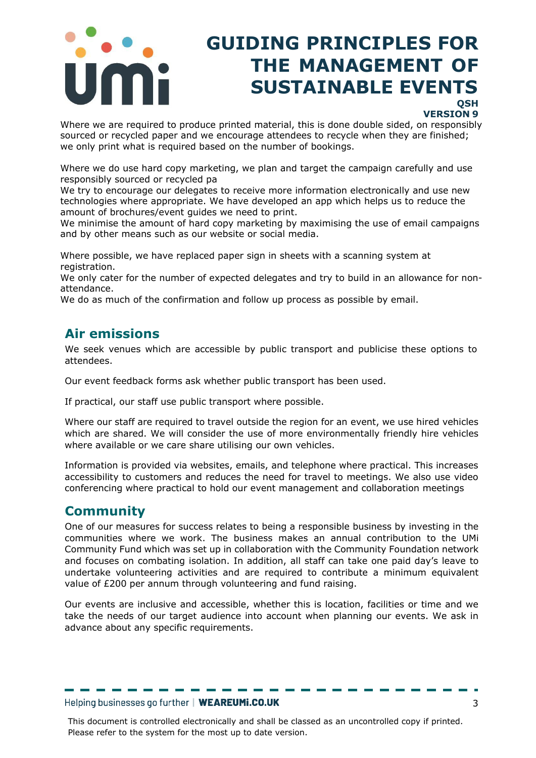Where we are required to produce printed material, this is done double sided, on responsibly sourced or recycled paper and we encourage attendees to recycle when they are finished; we only print what is required based on the number of bookings.

Where we do use hard copy marketing, we plan and target the campaign carefully and use responsibly sourced or recycled pa

We try to encourage our delegates to receive more information electronically and use new technologies where appropriate. We have developed an app which helps us to reduce the amount of brochures/event guides we need to print.

We minimise the amount of hard copy marketing by maximising the use of email campaigns and by other means such as our website or social media.

Where possible, we have replaced paper sign in sheets with a scanning system at registration.

We only cater for the number of expected delegates and try to build in an allowance for non-attendance.

We do as much of the confirmation and follow up process as possible by email.

## Air emissions

We seek venues which are accessible by public transport and publicise these options to attendees.

Our event feedback forms ask whether public transport has been used.

If practical, our staff use public transport where possible.

Where our staff are required to travel outside the region for an event, we use hired vehicles which are shared. We will consider the use of more environmentally friendly hire vehicles where available or we care share utilising our own vehicles.

Information is provided via websites, emails, and telephone where practical. This increases accessibility to customers and reduces the need for travel to meetings. We also use video conferencing where practical to hold our event management and collaboration meetings

## Community

One of our measures for success relates to being a responsible business by investing in the communities where we work. The business makes an annual contribution to the UMi Community Fund which was set up in collaboration with the Community Foundation network and focuses on combating isolation. In addition, all staff can take one paid day's leave to undertake volunteering activities and are required to contribute a minimum equivalent value of £200 per annum through volunteering and fund raising.

Our events are inclusive and accessible, whether this is location, facilities or time and we take the needs of our target audience into account when planning our events. We ask in advance about any specific requirements.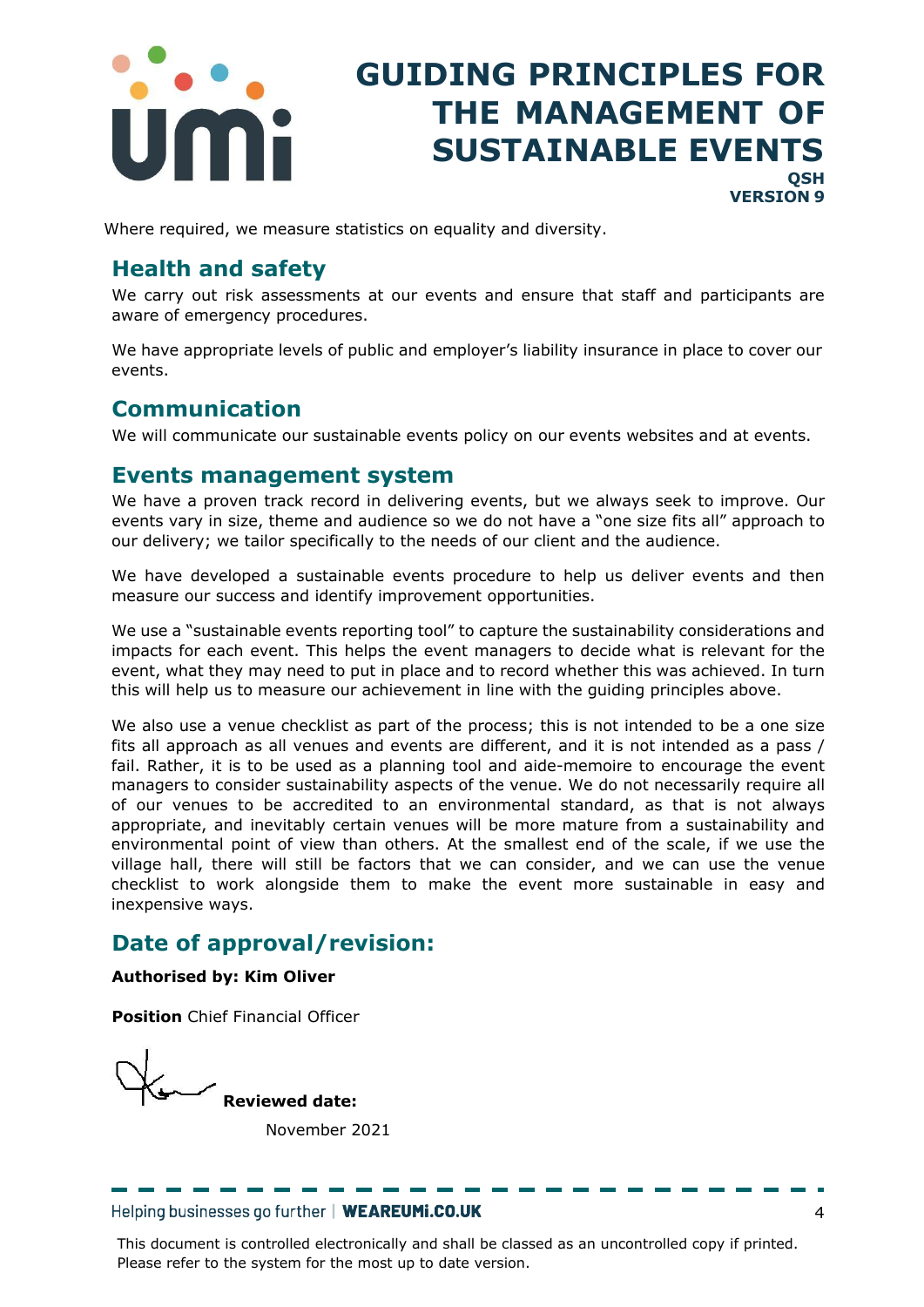Where required, we measure statistics on equality and diversity.

## Health and safety

We carry out risk assessments at our events and ensure that staff and participants are aware of emergency procedures.

We have appropriate levels of public and employer's liability insurance in place to cover our events.

## Communication

We will communicate our sustainable events policy on our events websites and at events.

## Events management system

We have a proven track record in delivering events, but we always seek to improve. Our events vary in size, theme and audience so we do not have a "one size fits all" approach to our delivery; we tailor specifically to the needs of our client and the audience.

We have developed a sustainable events procedure to help us deliver events and then measure our success and identify improvement opportunities.

We use a "sustainable events reporting tool" to capture the sustainability considerations and impacts for each event. This helps the event managers to decide what is relevant for the event, what they may need to put in place and to record whether this was achieved. In turn this will help us to measure our achievement in line with the guiding principles above.

We also use a venue checklist as part of the process; this is not intended to be a one size fits all approach as all venues and events are different, and it is not intended as a pass / fail. Rather, it is to be used as a planning tool and aide-memoire to encourage the event managers to consider sustainability aspects of the venue. We do not necessarily require all of our venues to be accredited to an environmental standard, as that is not always appropriate, and inevitably certain venues will be more mature from a sustainability and environmental point of view than others. At the smallest end of the scale, if we use the village hall, there will still be factors that we can consider, and we can use the venue checklist to work alongside them to make the event more sustainable in easy and inexpensive ways.

## Date of approval/revision:

**Authorised by: Kim Oliver**

**Position** Chief Financial Officer

**Reviewed date:**

November 2021

This document is controlled electronically and shall be classed as an uncontrolled copy if printed. Please refer to the system for the most up to date version.